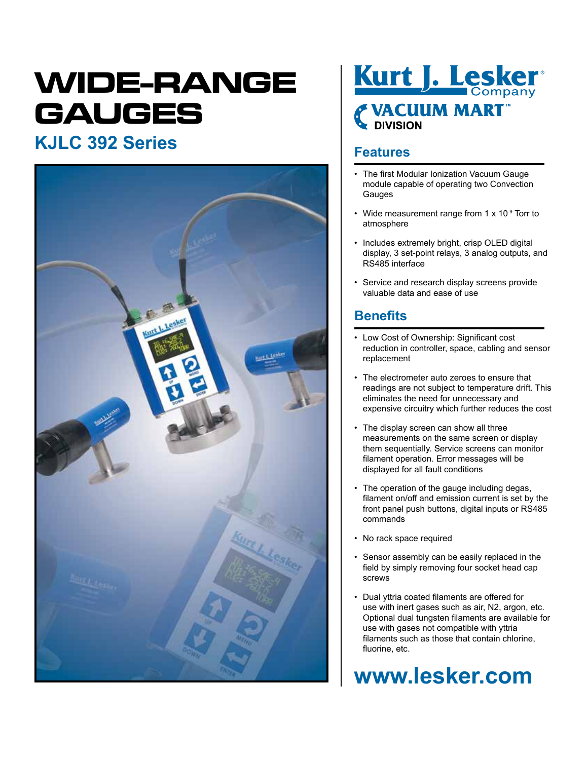# WIDE-RANGE GAUGES

## KJLC 392 Series

Kurt J. Lesker Company
VACUUM MART™ DIVISION

## Features

- The first Modular Ionization Vacuum Gauge module capable of operating two Convection Gauges
- Wide measurement range from 1 x $10^{-9}$ Torr to atmosphere
- Includes extremely bright, crisp OLED digital display, 3 set-point relays, 3 analog outputs, and RS485 interface
- Service and research display screens provide valuable data and ease of use

## Benefits

- Low Cost of Ownership: Significant cost reduction in controller, space, cabling and sensor replacement
- The electrometer auto zeroes to ensure that readings are not subject to temperature drift. This eliminates the need for unnecessary and expensive circuitry which further reduces the cost
- The display screen can show all three measurements on the same screen or display them sequentially. Service screens can monitor filament operation. Error messages will be displayed for all fault conditions
- The operation of the gauge including degas, filament on/off and emission current is set by the front panel push buttons, digital inputs or RS485 commands
- No rack space required
- Sensor assembly can be easily replaced in the field by simply removing four socket head cap screws
- Dual yttria coated filaments are offered for use with inert gases such as air, N2, argon, etc. Optional dual tungsten filaments are available for use with gases not compatible with yttria filaments such as those that contain chlorine, fluorine, etc.

**www.lesker.com**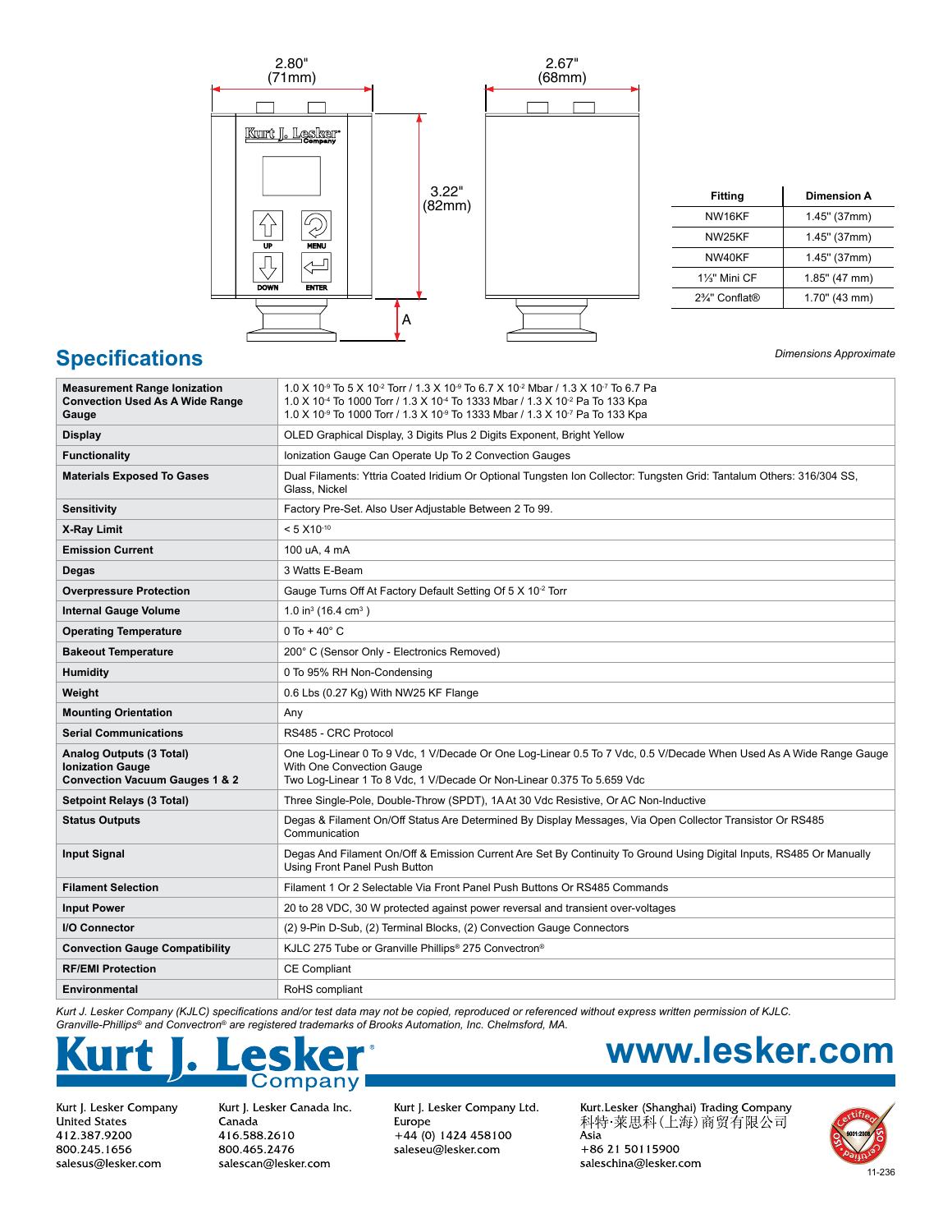2.80"
(71mm)

2.67"
(68mm)

3.22"
(82mm)

A

| Fitting | Dimension A |
|---|---|
| NW16KF | 1.45" (37mm) |
| NW25KF | 1.45" (37mm) |
| NW40KF | 1.45" (37mm) |
| 1⅓" Mini CF | 1.85" (47 mm) |
| 2¾" Conflat® | 1.70" (43 mm) |

*Dimensions Approximate*

## Specifications

| | |
|---|---|
| **Measurement Range Ionization Convection Used As A Wide Range Gauge** | 1.0 X $10^{-9}$ To 5 X $10^{-2}$ Torr / 1.3 X $10^{-9}$ To 6.7 X $10^{-2}$ Mbar / 1.3 X $10^{-7}$ To 6.7 Pa<br>1.0 X $10^{-4}$ To 1000 Torr / 1.3 X $10^{-4}$ To 1333 Mbar / 1.3 X $10^{-2}$ Pa To 133 Kpa<br>1.0 X $10^{-9}$ To 1000 Torr / 1.3 X $10^{-9}$ To 1333 Mbar / 1.3 X $10^{-7}$ Pa To 133 Kpa |
| **Display** | OLED Graphical Display, 3 Digits Plus 2 Digits Exponent, Bright Yellow |
| **Functionality** | Ionization Gauge Can Operate Up To 2 Convection Gauges |
| **Materials Exposed To Gases** | Dual Filaments: Yttria Coated Iridium Or Optional Tungsten Ion Collector: Tungsten Grid: Tantalum Others: 316/304 SS, Glass, Nickel |
| **Sensitivity** | Factory Pre-Set. Also User Adjustable Between 2 To 99. |
| **X-Ray Limit** | < 5 X$10^{-10}$ |
| **Emission Current** | 100 uA, 4 mA |
| **Degas** | 3 Watts E-Beam |
| **Overpressure Protection** | Gauge Turns Off At Factory Default Setting Of 5 X $10^{-2}$ Torr |
| **Internal Gauge Volume** | 1.0 $in^3$ (16.4 $cm^3$ ) |
| **Operating Temperature** | 0 To + 40° C |
| **Bakeout Temperature** | 200° C (Sensor Only - Electronics Removed) |
| **Humidity** | 0 To 95% RH Non-Condensing |
| **Weight** | 0.6 Lbs (0.27 Kg) With NW25 KF Flange |
| **Mounting Orientation** | Any |
| **Serial Communications** | RS485 - CRC Protocol |
| **Analog Outputs (3 Total) Ionization Gauge Convection Vacuum Gauges 1 & 2** | One Log-Linear 0 To 9 Vdc, 1 V/Decade Or One Log-Linear 0.5 To 7 Vdc, 0.5 V/Decade When Used As A Wide Range Gauge With One Convection Gauge<br>Two Log-Linear 1 To 8 Vdc, 1 V/Decade Or Non-Linear 0.375 To 5.659 Vdc |
| **Setpoint Relays (3 Total)** | Three Single-Pole, Double-Throw (SPDT), 1A At 30 Vdc Resistive, Or AC Non-Inductive |
| **Status Outputs** | Degas & Filament On/Off Status Are Determined By Display Messages, Via Open Collector Transistor Or RS485 Communication |
| **Input Signal** | Degas And Filament On/Off & Emission Current Are Set By Continuity To Ground Using Digital Inputs, RS485 Or Manually Using Front Panel Push Button |
| **Filament Selection** | Filament 1 Or 2 Selectable Via Front Panel Push Buttons Or RS485 Commands |
| **Input Power** | 20 to 28 VDC, 30 W protected against power reversal and transient over-voltages |
| **I/O Connector** | (2) 9-Pin D-Sub, (2) Terminal Blocks, (2) Convection Gauge Connectors |
| **Convection Gauge Compatibility** | KJLC 275 Tube or Granville Phillips® 275 Convectron® |
| **RF/EMI Protection** | CE Compliant |
| **Environmental** | RoHS compliant |

*Kurt J. Lesker Company (KJLC) specifications and/or test data may not be copied, reproduced or referenced without express written permission of KJLC.*
*Granville-Phillips® and Convectron® are registered trademarks of Brooks Automation, Inc. Chelmsford, MA.*

**Kurt J. Lesker Company**

**www.lesker.com**

Kurt J. Lesker Company
United States
412.387.9200
800.245.1656
salesus@lesker.com

Kurt J. Lesker Canada Inc.
Canada
416.588.2610
800.465.2476
salescan@lesker.com

Kurt J. Lesker Company Ltd.
Europe
+44 (0) 1424 458100
saleseu@lesker.com

Kurt.Lesker (Shanghai) Trading Company
科特·莱思科(上海)商贸有限公司
Asia
+86 21 50115900
saleschina@lesker.com

11-236